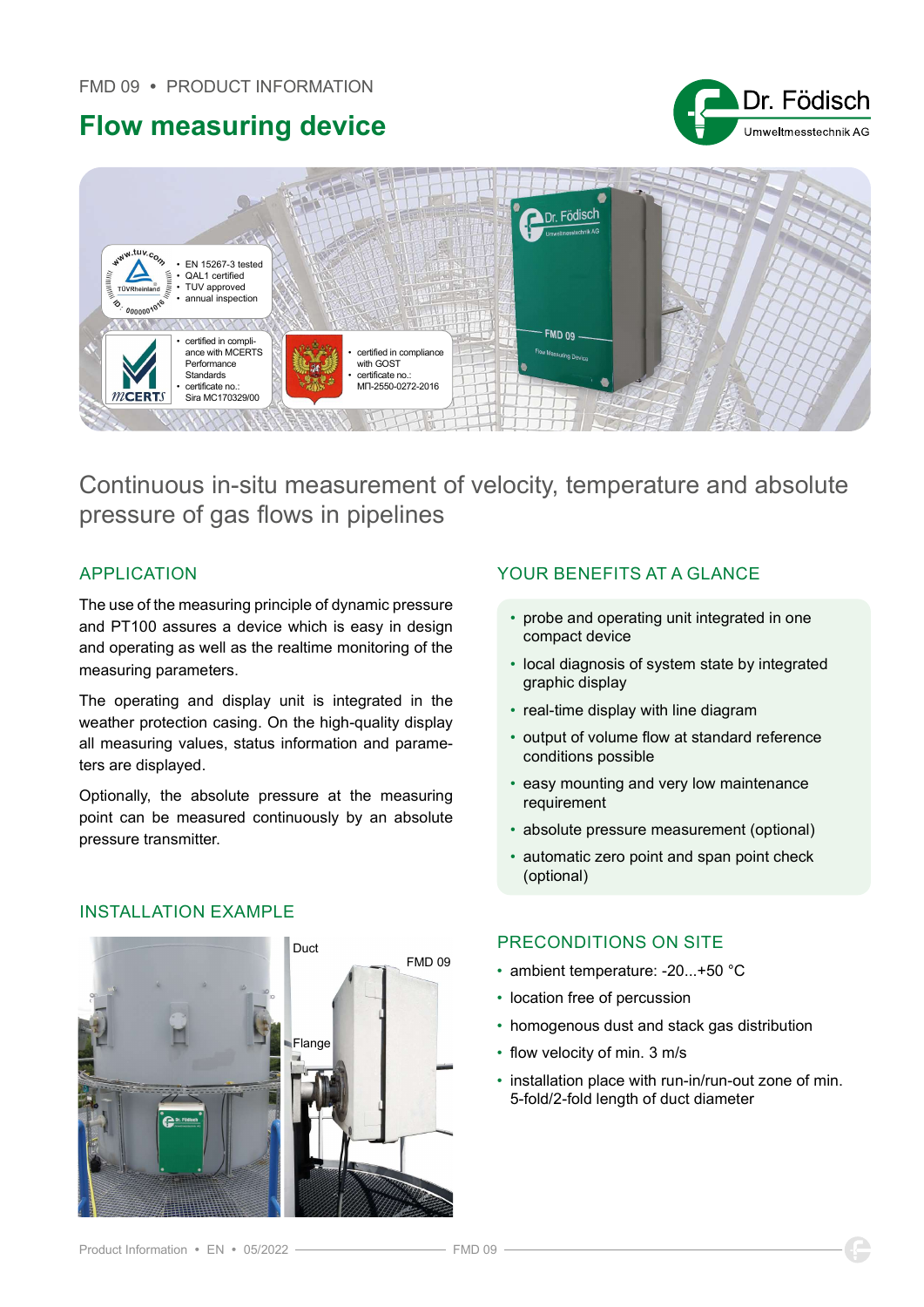FMD 09 • PRODUCT INFORMATION

# Flow measuring device

- EN 15267-3 tested
- QAL1 certified
- TUV approved
- annual inspection

- certified in compliance with MCERTS Performance Standards
- certificate no.: Sira MC170329/00

- certified in compliance with GOST
- certificate no.: МП-2550-0272-2016

## Continuous in-situ measurement of velocity, temperature and absolute pressure of gas flows in pipelines

### APPLICATION

The use of the measuring principle of dynamic pressure and PT100 assures a device which is easy in design and operating as well as the realtime monitoring of the measuring parameters.

The operating and display unit is integrated in the weather protection casing. On the high-quality display all measuring values, status information and parameters are displayed.

Optionally, the absolute pressure at the measuring point can be measured continuously by an absolute pressure transmitter.

### INSTALLATION EXAMPLE

Duct

FMD 09

Flange

### YOUR BENEFITS AT A GLANCE

- probe and operating unit integrated in one compact device
- local diagnosis of system state by integrated graphic display
- real-time display with line diagram
- output of volume flow at standard reference conditions possible
- easy mounting and very low maintenance requirement
- absolute pressure measurement (optional)
- automatic zero point and span point check (optional)

### PRECONDITIONS ON SITE

- ambient temperature: -20...+50 °C
- location free of percussion
- homogenous dust and stack gas distribution
- flow velocity of min. 3 m/s
- installation place with run-in/run-out zone of min. 5-fold/2-fold length of duct diameter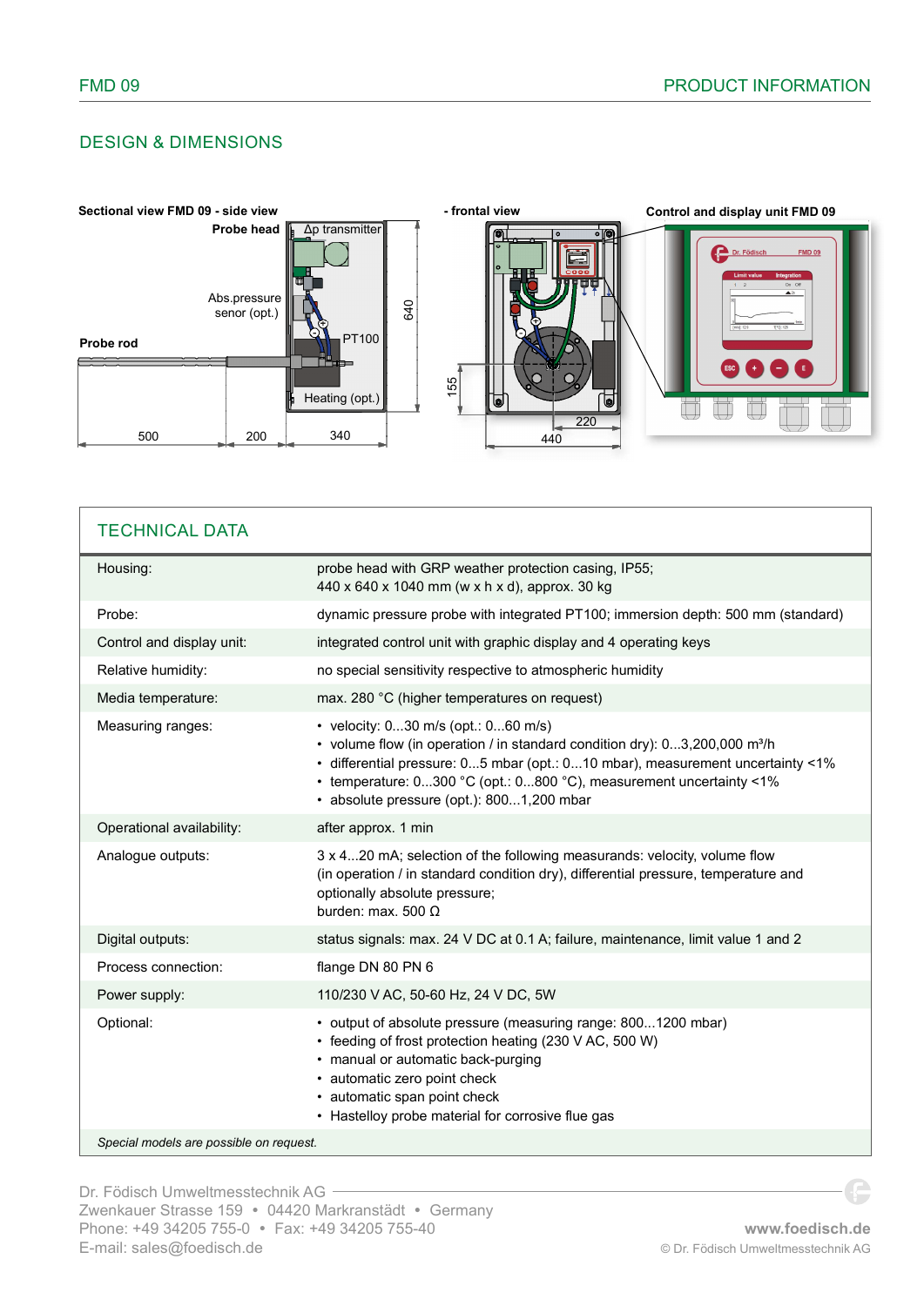## DESIGN & DIMENSIONS

Sectional view FMD 09 - side view

Probe head

Δp transmitter

Abs.pressure senor (opt.)

Probe rod

PT100

Heating (opt.)

640

500

200

340

- frontal view

155

220

440

Control and display unit FMD 09

## TECHNICAL DATA

| | |
|---|---|
| Housing: | probe head with GRP weather protection casing, IP55;<br>440 x 640 x 1040 mm (w x h x d), approx. 30 kg |
| Probe: | dynamic pressure probe with integrated PT100; immersion depth: 500 mm (standard) |
| Control and display unit: | integrated control unit with graphic display and 4 operating keys |
| Relative humidity: | no special sensitivity respective to atmospheric humidity |
| Media temperature: | max. 280 °C (higher temperatures on request) |
| Measuring ranges: | • velocity: 0...30 m/s (opt.: 0...60 m/s)<br>• volume flow (in operation / in standard condition dry): 0...3,200,000 m³/h<br>• differential pressure: 0...5 mbar (opt.: 0...10 mbar), measurement uncertainty <1%<br>• temperature: 0...300 °C (opt.: 0...800 °C), measurement uncertainty <1%<br>• absolute pressure (opt.): 800...1,200 mbar |
| Operational availability: | after approx. 1 min |
| Analogue outputs: | 3 x 4...20 mA; selection of the following measurands: velocity, volume flow (in operation / in standard condition dry), differential pressure, temperature and optionally absolute pressure;<br>burden: max. 500 Ω |
| Digital outputs: | status signals: max. 24 V DC at 0.1 A; failure, maintenance, limit value 1 and 2 |
| Process connection: | flange DN 80 PN 6 |
| Power supply: | 110/230 V AC, 50-60 Hz, 24 V DC, 5W |
| Optional: | • output of absolute pressure (measuring range: 800...1200 mbar)<br>• feeding of frost protection heating (230 V AC, 500 W)<br>• manual or automatic back-purging<br>• automatic zero point check<br>• automatic span point check<br>• Hastelloy probe material for corrosive flue gas |

*Special models are possible on request.*

Dr. Födisch Umweltmesstechnik AG
Zwenkauer Strasse 159 • 04420 Markranstädt • Germany
Phone: +49 34205 755-0 • Fax: +49 34205 755-40
E-mail: sales@foedisch.de

www.foedisch.de
© Dr. Födisch Umweltmesstechnik AG